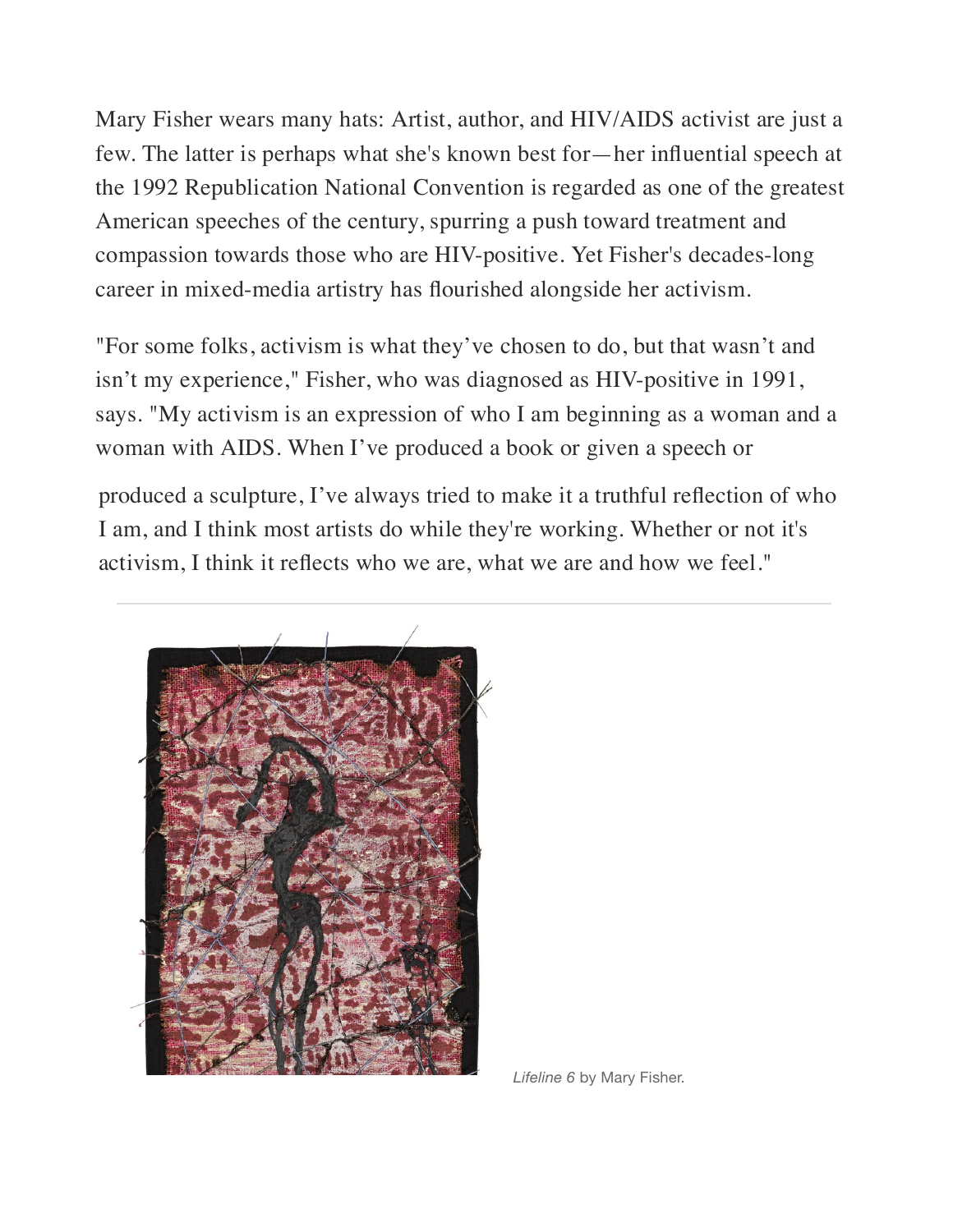Mary Fisher wears many hats: Artist, author, and HIV/AIDS activist are just a few. The latter is perhaps what she's known best for—her influential speech at the 1992 Republication National Convention is regarded as one of the greatest American speeches of the century, spurring a push toward treatment and compassion towards those who are HIV-positive. Yet Fisher's decades-long career in mixed-media artistry has flourished alongside her activism.

"For some folks, activism is what they've chosen to do, but that wasn't and isn't my experience," Fisher, who was diagnosed as HIV-positive in 1991, says. "My activism is an expression of who I am beginning as a woman and a woman with AIDS. When I've produced a book or given a speech or produced a sculpture, I've always tried to make it a truthful reflection of who I am, and I think most artists do while they're working. Whether or not it's activism, I think it reflects who we are, what we are and how we feel."

*Lifeline 6* by Mary Fisher.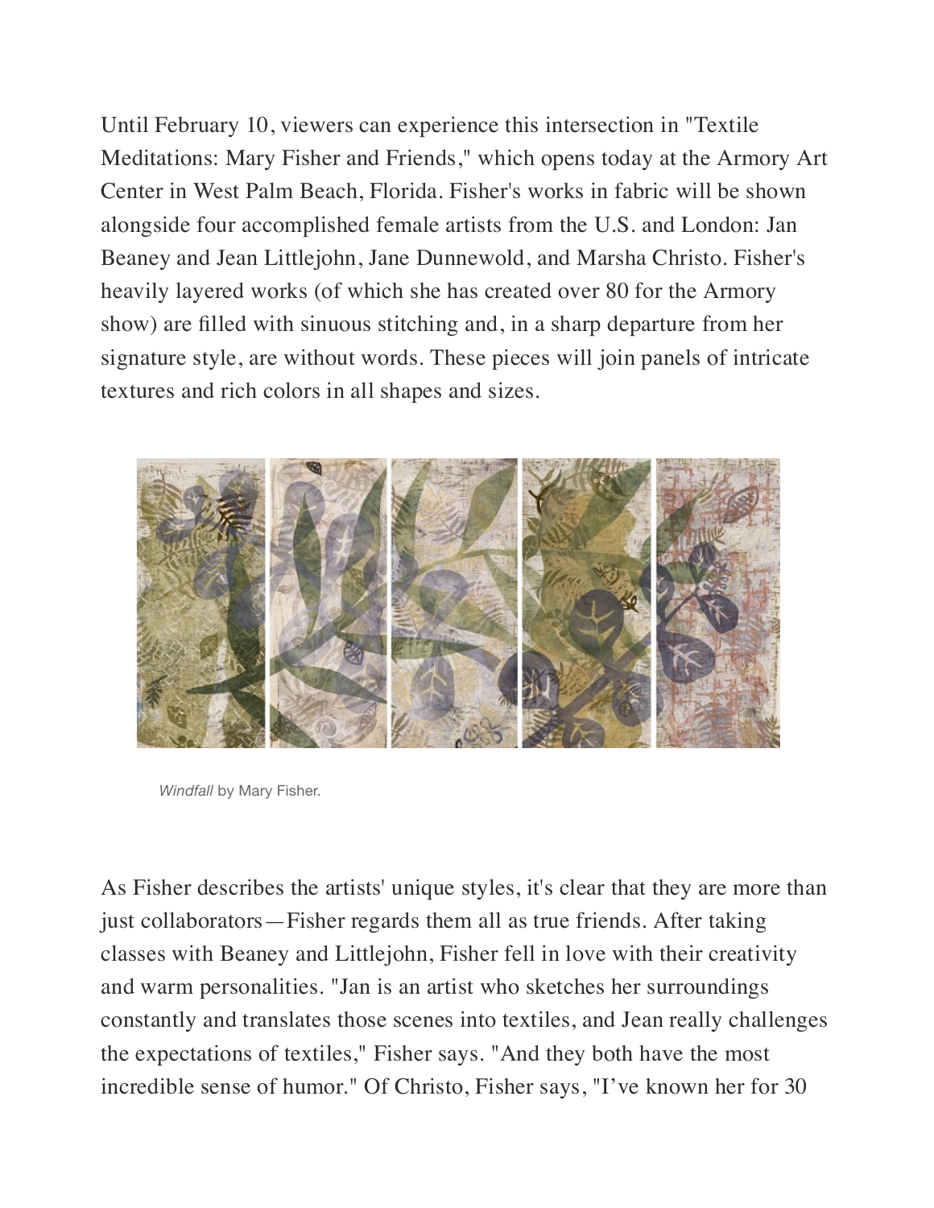Until February 10, viewers can experience this intersection in "Textile Meditations: Mary Fisher and Friends," which opens today at the Armory Art Center in West Palm Beach, Florida. Fisher's works in fabric will be shown alongside four accomplished female artists from the U.S. and London: Jan Beaney and Jean Littlejohn, Jane Dunnewold, and Marsha Christo. Fisher's heavily layered works (of which she has created over 80 for the Armory show) are filled with sinuous stitching and, in a sharp departure from her signature style, are without words. These pieces will join panels of intricate textures and rich colors in all shapes and sizes.

*Windfall* by Mary Fisher.

As Fisher describes the artists' unique styles, it's clear that they are more than just collaborators—Fisher regards them all as true friends. After taking classes with Beaney and Littlejohn, Fisher fell in love with their creativity and warm personalities. "Jan is an artist who sketches her surroundings constantly and translates those scenes into textiles, and Jean really challenges the expectations of textiles," Fisher says. "And they both have the most incredible sense of humor." Of Christo, Fisher says, "I've known her for 30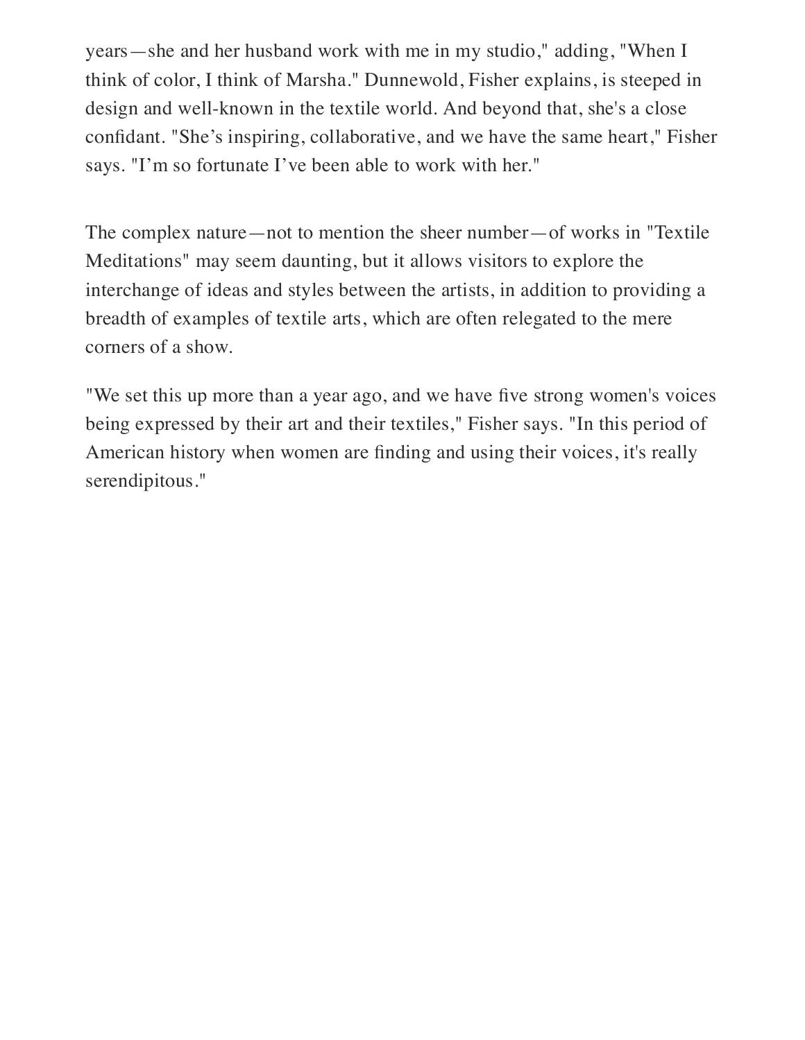years—she and her husband work with me in my studio," adding, "When I think of color, I think of Marsha." Dunnewold, Fisher explains, is steeped in design and well-known in the textile world. And beyond that, she's a close confidant. "She's inspiring, collaborative, and we have the same heart," Fisher says. "I'm so fortunate I've been able to work with her."

The complex nature—not to mention the sheer number—of works in "Textile Meditations" may seem daunting, but it allows visitors to explore the interchange of ideas and styles between the artists, in addition to providing a breadth of examples of textile arts, which are often relegated to the mere corners of a show.

"We set this up more than a year ago, and we have five strong women's voices being expressed by their art and their textiles," Fisher says. "In this period of American history when women are finding and using their voices, it's really serendipitous."